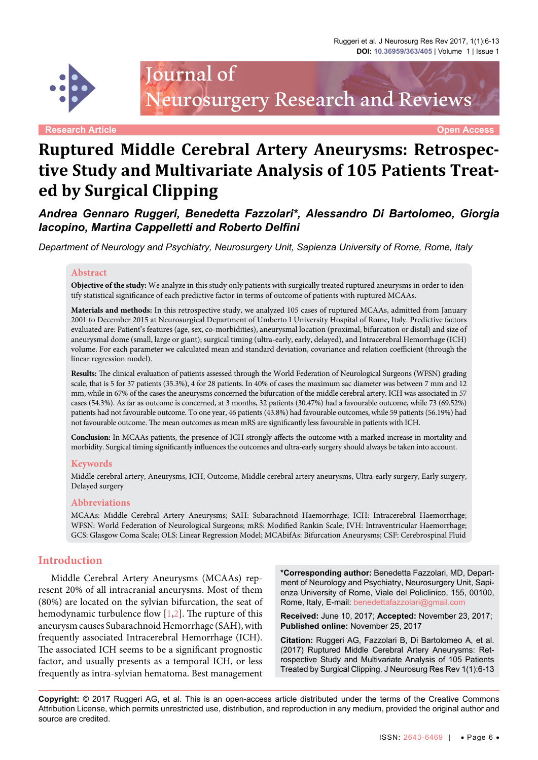Research Article | Open Access

# Ruptured Middle Cerebral Artery Aneurysms: Retrospective Study and Multivariate Analysis of 105 Patients Treated by Surgical Clipping

***Andrea Gennaro Ruggeri, Benedetta Fazzolari\*, Alessandro Di Bartolomeo, Giorgia Iacopino, Martina Cappelletti and Roberto Delfini***

*Department of Neurology and Psychiatry, Neurosurgery Unit, Sapienza University of Rome, Rome, Italy*

## Abstract

**Objective of the study:** We analyze in this study only patients with surgically treated ruptured aneurysms in order to identify statistical significance of each predictive factor in terms of outcome of patients with ruptured MCAAs.

**Materials and methods:** In this retrospective study, we analyzed 105 cases of ruptured MCAAs, admitted from January 2001 to December 2015 at Neurosurgical Department of Umberto I University Hospital of Rome, Italy. Predictive factors evaluated are: Patient's features (age, sex, co-morbidities), aneurysmal location (proximal, bifurcation or distal) and size of aneurysmal dome (small, large or giant); surgical timing (ultra-early, early, delayed), and Intracerebral Hemorrhage (ICH) volume. For each parameter we calculated mean and standard deviation, covariance and relation coefficient (through the linear regression model).

**Results:** The clinical evaluation of patients assessed through the World Federation of Neurological Surgeons (WFSN) grading scale, that is 5 for 37 patients (35.3%), 4 for 28 patients. In 40% of cases the maximum sac diameter was between 7 mm and 12 mm, while in 67% of the cases the aneurysms concerned the bifurcation of the middle cerebral artery. ICH was associated in 57 cases (54.3%). As far as outcome is concerned, at 3 months, 32 patients (30.47%) had a favourable outcome, while 73 (69.52%) patients had not favourable outcome. To one year, 46 patients (43.8%) had favourable outcomes, while 59 patients (56.19%) had not favourable outcome. The mean outcomes as mean mRS are significantly less favourable in patients with ICH.

**Conclusion:** In MCAAs patients, the presence of ICH strongly affects the outcome with a marked increase in mortality and morbidity. Surgical timing significantly influences the outcomes and ultra-early surgery should always be taken into account.

## Keywords

Middle cerebral artery, Aneurysms, ICH, Outcome, Middle cerebral artery aneurysms, Ultra-early surgery, Early surgery, Delayed surgery

## Abbreviations

MCAAs: Middle Cerebral Artery Aneurysms; SAH: Subarachnoid Haemorrhage; ICH: Intracerebral Haemorrhage; WFSN: World Federation of Neurological Surgeons; mRS: Modified Rankin Scale; IVH: Intraventricular Haemorrhage; GCS: Glasgow Coma Scale; OLS: Linear Regression Model; MCAbifAs: Bifurcation Aneurysms; CSF: Cerebrospinal Fluid

## Introduction

Middle Cerebral Artery Aneurysms (MCAAs) represent 20% of all intracranial aneurysms. Most of them (80%) are located on the sylvian bifurcation, the seat of hemodynamic turbulence flow [1,2]. The rupture of this aneurysm causes Subarachnoid Hemorrhage (SAH), with frequently associated Intracerebral Hemorrhage (ICH). The associated ICH seems to be a significant prognostic factor, and usually presents as a temporal ICH, or less frequently as intra-sylvian hematoma. Best management

**\*Corresponding author:** Benedetta Fazzolari, MD, Department of Neurology and Psychiatry, Neurosurgery Unit, Sapienza University of Rome, Viale del Policlinico, 155, 00100, Rome, Italy, E-mail: benedettafazzolari@gmail.com

**Received:** June 10, 2017; **Accepted:** November 23, 2017; **Published online:** November 25, 2017

**Citation:** Ruggeri AG, Fazzolari B, Di Bartolomeo A, et al. (2017) Ruptured Middle Cerebral Artery Aneurysms: Retrospective Study and Multivariate Analysis of 105 Patients Treated by Surgical Clipping. J Neurosurg Res Rev 1(1):6-13

**Copyright:** © 2017 Ruggeri AG, et al. This is an open-access article distributed under the terms of the Creative Commons Attribution License, which permits unrestricted use, distribution, and reproduction in any medium, provided the original author and source are credited.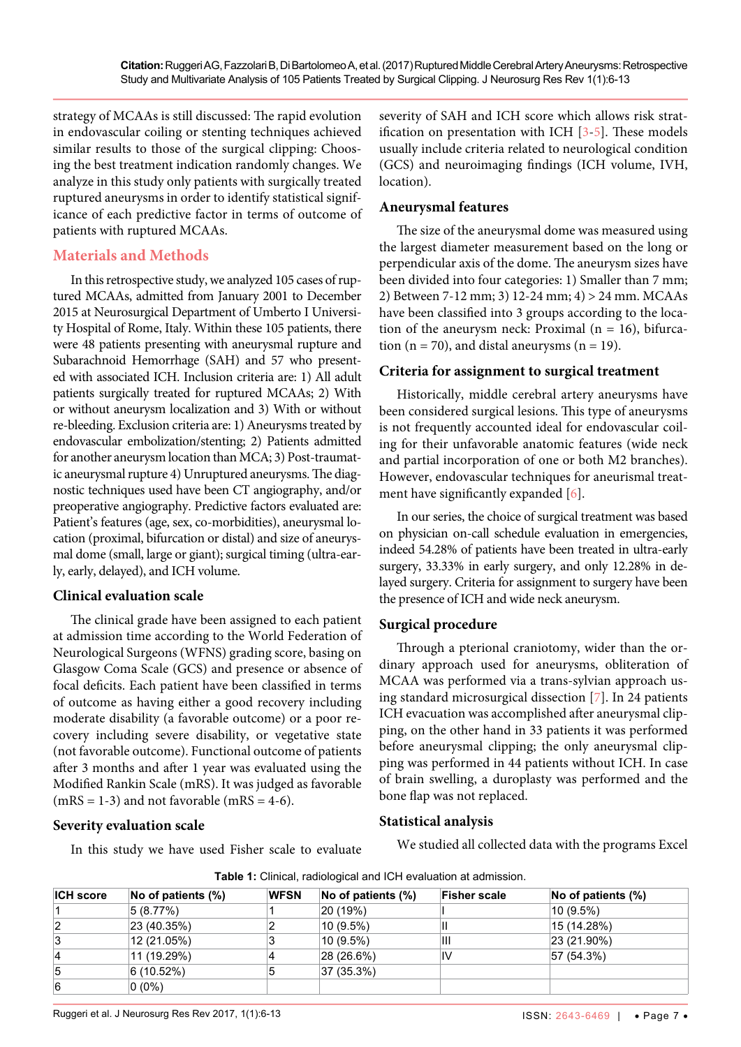strategy of MCAAs is still discussed: The rapid evolution in endovascular coiling or stenting techniques achieved similar results to those of the surgical clipping: Choosing the best treatment indication randomly changes. We analyze in this study only patients with surgically treated ruptured aneurysms in order to identify statistical significance of each predictive factor in terms of outcome of patients with ruptured MCAAs.

## Materials and Methods

In this retrospective study, we analyzed 105 cases of ruptured MCAAs, admitted from January 2001 to December 2015 at Neurosurgical Department of Umberto I University Hospital of Rome, Italy. Within these 105 patients, there were 48 patients presenting with aneurysmal rupture and Subarachnoid Hemorrhage (SAH) and 57 who presented with associated ICH. Inclusion criteria are: 1) All adult patients surgically treated for ruptured MCAAs; 2) With or without aneurysm localization and 3) With or without re-bleeding. Exclusion criteria are: 1) Aneurysms treated by endovascular embolization/stenting; 2) Patients admitted for another aneurysm location than MCA; 3) Post-traumatic aneurysmal rupture 4) Unruptured aneurysms. The diagnostic techniques used have been CT angiography, and/or preoperative angiography. Predictive factors evaluated are: Patient's features (age, sex, co-morbidities), aneurysmal location (proximal, bifurcation or distal) and size of aneurysmal dome (small, large or giant); surgical timing (ultra-early, early, delayed), and ICH volume.

### Clinical evaluation scale

The clinical grade have been assigned to each patient at admission time according to the World Federation of Neurological Surgeons (WFNS) grading score, basing on Glasgow Coma Scale (GCS) and presence or absence of focal deficits. Each patient have been classified in terms of outcome as having either a good recovery including moderate disability (a favorable outcome) or a poor recovery including severe disability, or vegetative state (not favorable outcome). Functional outcome of patients after 3 months and after 1 year was evaluated using the Modified Rankin Scale (mRS). It was judged as favorable (mRS = 1-3) and not favorable (mRS = 4-6).

### Severity evaluation scale

In this study we have used Fisher scale to evaluate severity of SAH and ICH score which allows risk stratification on presentation with ICH [3-5]. These models usually include criteria related to neurological condition (GCS) and neuroimaging findings (ICH volume, IVH, location).

### Aneurysmal features

The size of the aneurysmal dome was measured using the largest diameter measurement based on the long or perpendicular axis of the dome. The aneurysm sizes have been divided into four categories: 1) Smaller than 7 mm; 2) Between 7-12 mm; 3) 12-24 mm; 4) > 24 mm. MCAAs have been classified into 3 groups according to the location of the aneurysm neck: Proximal (n = 16), bifurcation (n = 70), and distal aneurysms (n = 19).

### Criteria for assignment to surgical treatment

Historically, middle cerebral artery aneurysms have been considered surgical lesions. This type of aneurysms is not frequently accounted ideal for endovascular coiling for their unfavorable anatomic features (wide neck and partial incorporation of one or both M2 branches). However, endovascular techniques for aneurismal treatment have significantly expanded [6].

In our series, the choice of surgical treatment was based on physician on-call schedule evaluation in emergencies, indeed 54.28% of patients have been treated in ultra-early surgery, 33.33% in early surgery, and only 12.28% in delayed surgery. Criteria for assignment to surgery have been the presence of ICH and wide neck aneurysm.

### Surgical procedure

Through a pterional craniotomy, wider than the ordinary approach used for aneurysms, obliteration of MCAA was performed via a trans-sylvian approach using standard microsurgical dissection [7]. In 24 patients ICH evacuation was accomplished after aneurysmal clipping, on the other hand in 33 patients it was performed before aneurysmal clipping; the only aneurysmal clipping was performed in 44 patients without ICH. In case of brain swelling, a duroplasty was performed and the bone flap was not replaced.

### Statistical analysis

We studied all collected data with the programs Excel

**Table 1:** Clinical, radiological and ICH evaluation at admission.

| ICH score | No of patients (%) | WFSN | No of patients (%) | Fisher scale | No of patients (%) |
|---|---|---|---|---|---|
| 1 | 5 (8.77%) | 1 | 20 (19%) | I | 10 (9.5%) |
| 2 | 23 (40.35%) | 2 | 10 (9.5%) | II | 15 (14.28%) |
| 3 | 12 (21.05%) | 3 | 10 (9.5%) | III | 23 (21.90%) |
| 4 | 11 (19.29%) | 4 | 28 (26.6%) | IV | 57 (54.3%) |
| 5 | 6 (10.52%) | 5 | 37 (35.3%) | | |
| 6 | 0 (0%) | | | | |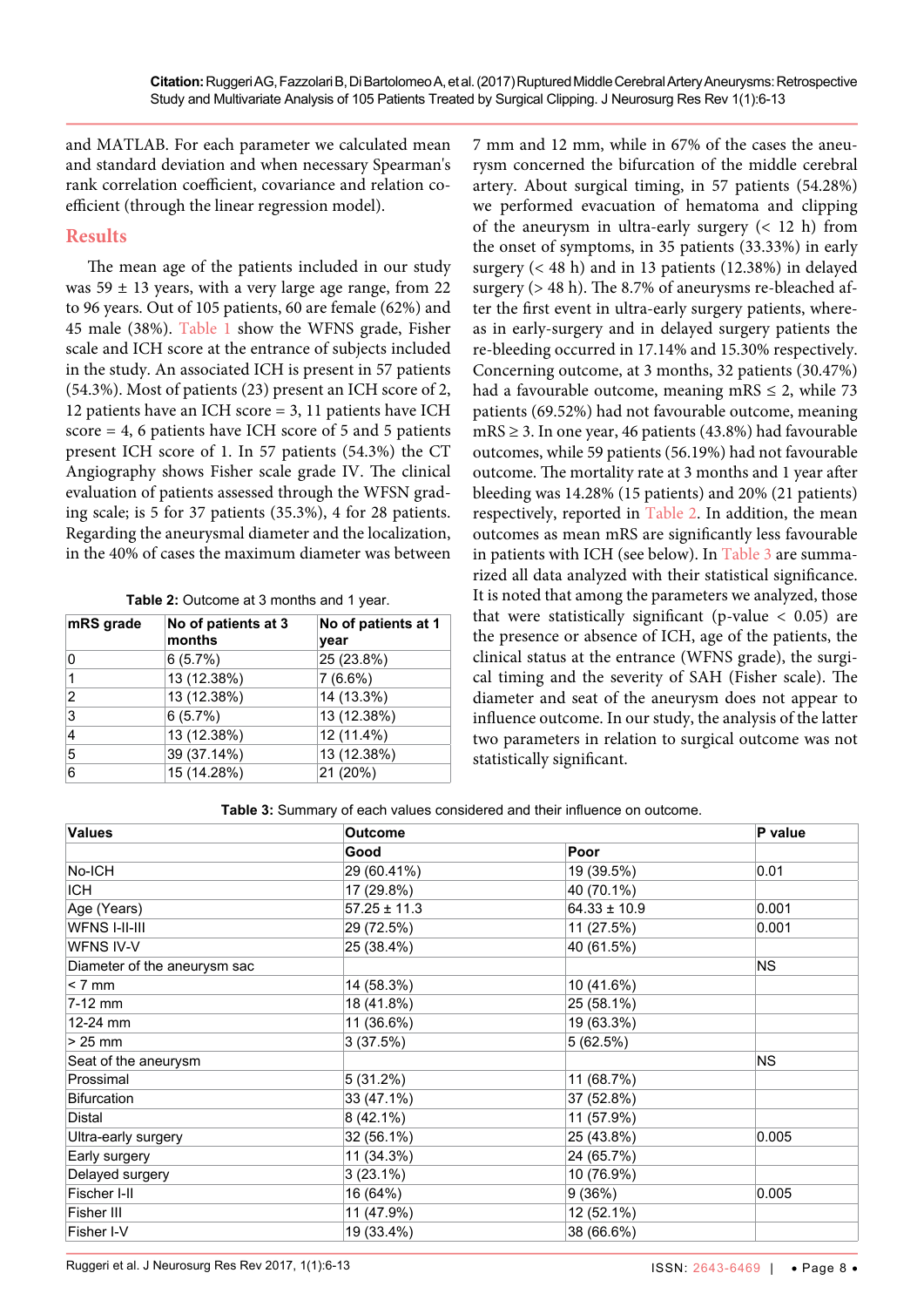and MATLAB. For each parameter we calculated mean and standard deviation and when necessary Spearman's rank correlation coefficient, covariance and relation coefficient (through the linear regression model).

## Results

The mean age of the patients included in our study was 59 ± 13 years, with a very large age range, from 22 to 96 years. Out of 105 patients, 60 are female (62%) and 45 male (38%). Table 1 show the WFNS grade, Fisher scale and ICH score at the entrance of subjects included in the study. An associated ICH is present in 57 patients (54.3%). Most of patients (23) present an ICH score of 2, 12 patients have an ICH score = 3, 11 patients have ICH score = 4, 6 patients have ICH score of 5 and 5 patients present ICH score of 1. In 57 patients (54.3%) the CT Angiography shows Fisher scale grade IV. The clinical evaluation of patients assessed through the WFSN grading scale; is 5 for 37 patients (35.3%), 4 for 28 patients. Regarding the aneurysmal diameter and the localization, in the 40% of cases the maximum diameter was between 7 mm and 12 mm, while in 67% of the cases the aneurysm concerned the bifurcation of the middle cerebral artery. About surgical timing, in 57 patients (54.28%) we performed evacuation of hematoma and clipping of the aneurysm in ultra-early surgery (< 12 h) from the onset of symptoms, in 35 patients (33.33%) in early surgery (< 48 h) and in 13 patients (12.38%) in delayed surgery (> 48 h). The 8.7% of aneurysms re-bleached after the first event in ultra-early surgery patients, whereas in early-surgery and in delayed surgery patients the re-bleeding occurred in 17.14% and 15.30% respectively. Concerning outcome, at 3 months, 32 patients (30.47%) had a favourable outcome, meaning mRS ≤ 2, while 73 patients (69.52%) had not favourable outcome, meaning mRS ≥ 3. In one year, 46 patients (43.8%) had favourable outcomes, while 59 patients (56.19%) had not favourable outcome. The mortality rate at 3 months and 1 year after bleeding was 14.28% (15 patients) and 20% (21 patients) respectively, reported in Table 2. In addition, the mean outcomes as mean mRS are significantly less favourable in patients with ICH (see below). In Table 3 are summarized all data analyzed with their statistical significance. It is noted that among the parameters we analyzed, those that were statistically significant (p-value < 0.05) are the presence or absence of ICH, age of the patients, the clinical status at the entrance (WFNS grade), the surgical timing and the severity of SAH (Fisher scale). The diameter and seat of the aneurysm does not appear to influence outcome. In our study, the analysis of the latter two parameters in relation to surgical outcome was not statistically significant.

**Table 2:** Outcome at 3 months and 1 year.

| mRS grade | No of patients at 3 months | No of patients at 1 year |
|---|---|---|
| 0 | 6 (5.7%) | 25 (23.8%) |
| 1 | 13 (12.38%) | 7 (6.6%) |
| 2 | 13 (12.38%) | 14 (13.3%) |
| 3 | 6 (5.7%) | 13 (12.38%) |
| 4 | 13 (12.38%) | 12 (11.4%) |
| 5 | 39 (37.14%) | 13 (12.38%) |
| 6 | 15 (14.28%) | 21 (20%) |

**Table 3:** Summary of each values considered and their influence on outcome.

| Values | Outcome | | P value |
|---|---|---|---|
| | Good | Poor | |
| No-ICH | 29 (60.41%) | 19 (39.5%) | 0.01 |
| ICH | 17 (29.8%) | 40 (70.1%) | |
| Age (Years) | 57.25 ± 11.3 | 64.33 ± 10.9 | 0.001 |
| WFNS I-II-III | 29 (72.5%) | 11 (27.5%) | 0.001 |
| WFNS IV-V | 25 (38.4%) | 40 (61.5%) | |
| Diameter of the aneurysm sac | | | NS |
| < 7 mm | 14 (58.3%) | 10 (41.6%) | |
| 7-12 mm | 18 (41.8%) | 25 (58.1%) | |
| 12-24 mm | 11 (36.6%) | 19 (63.3%) | |
| > 25 mm | 3 (37.5%) | 5 (62.5%) | |
| Seat of the aneurysm | | | NS |
| Prossimal | 5 (31.2%) | 11 (68.7%) | |
| Bifurcation | 33 (47.1%) | 37 (52.8%) | |
| Distal | 8 (42.1%) | 11 (57.9%) | |
| Ultra-early surgery | 32 (56.1%) | 25 (43.8%) | 0.005 |
| Early surgery | 11 (34.3%) | 24 (65.7%) | |
| Delayed surgery | 3 (23.1%) | 10 (76.9%) | |
| Fischer I-II | 16 (64%) | 9 (36%) | 0.005 |
| Fisher III | 11 (47.9%) | 12 (52.1%) | |
| Fisher I-V | 19 (33.4%) | 38 (66.6%) | |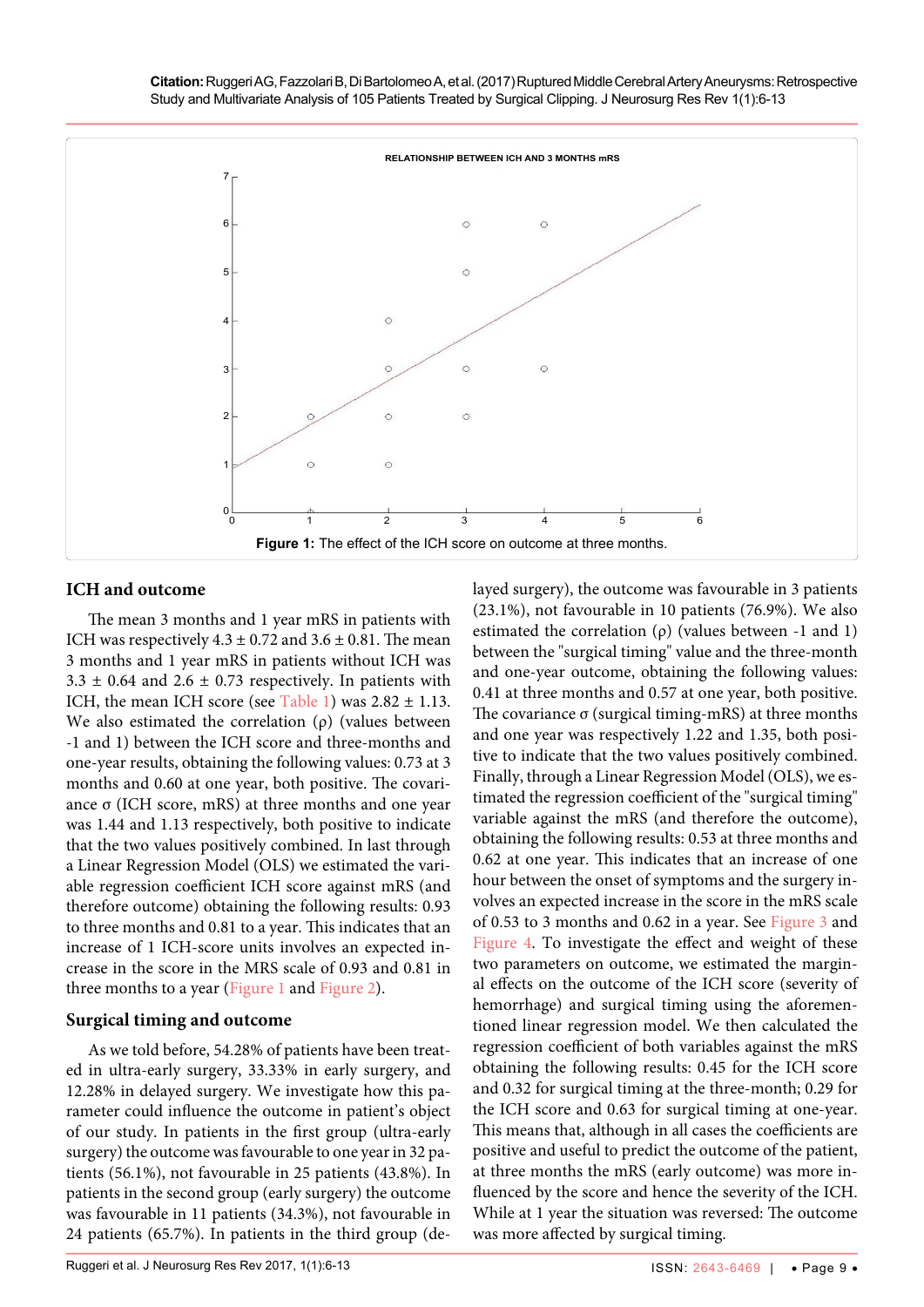**Figure 1:** The effect of the ICH score on outcome at three months.

## ICH and outcome

The mean 3 months and 1 year mRS in patients with ICH was respectively 4.3 ± 0.72 and 3.6 ± 0.81. The mean 3 months and 1 year mRS in patients without ICH was 3.3 ± 0.64 and 2.6 ± 0.73 respectively. In patients with ICH, the mean ICH score (see Table 1) was 2.82 ± 1.13. We also estimated the correlation (ρ) (values between -1 and 1) between the ICH score and three-months and one-year results, obtaining the following values: 0.73 at 3 months and 0.60 at one year, both positive. The covariance σ (ICH score, mRS) at three months and one year was 1.44 and 1.13 respectively, both positive to indicate that the two values positively combined. In last through a Linear Regression Model (OLS) we estimated the variable regression coefficient ICH score against mRS (and therefore outcome) obtaining the following results: 0.93 to three months and 0.81 to a year. This indicates that an increase of 1 ICH-score units involves an expected increase in the score in the MRS scale of 0.93 and 0.81 in three months to a year (Figure 1 and Figure 2).

## Surgical timing and outcome

As we told before, 54.28% of patients have been treated in ultra-early surgery, 33.33% in early surgery, and 12.28% in delayed surgery. We investigate how this parameter could influence the outcome in patient's object of our study. In patients in the first group (ultra-early surgery) the outcome was favourable to one year in 32 patients (56.1%), not favourable in 25 patients (43.8%). In patients in the second group (early surgery) the outcome was favourable in 11 patients (34.3%), not favourable in 24 patients (65.7%). In patients in the third group (delayed surgery), the outcome was favourable in 3 patients (23.1%), not favourable in 10 patients (76.9%). We also estimated the correlation (ρ) (values between -1 and 1) between the "surgical timing" value and the three-month and one-year outcome, obtaining the following values: 0.41 at three months and 0.57 at one year, both positive. The covariance σ (surgical timing-mRS) at three months and one year was respectively 1.22 and 1.35, both positive to indicate that the two values positively combined. Finally, through a Linear Regression Model (OLS), we estimated the regression coefficient of the "surgical timing" variable against the mRS (and therefore the outcome), obtaining the following results: 0.53 at three months and 0.62 at one year. This indicates that an increase of one hour between the onset of symptoms and the surgery involves an expected increase in the score in the mRS scale of 0.53 to 3 months and 0.62 in a year. See Figure 3 and Figure 4. To investigate the effect and weight of these two parameters on outcome, we estimated the marginal effects on the outcome of the ICH score (severity of hemorrhage) and surgical timing using the aforementioned linear regression model. We then calculated the regression coefficient of both variables against the mRS obtaining the following results: 0.45 for the ICH score and 0.32 for surgical timing at the three-month; 0.29 for the ICH score and 0.63 for surgical timing at one-year. This means that, although in all cases the coefficients are positive and useful to predict the outcome of the patient, at three months the mRS (early outcome) was more influenced by the score and hence the severity of the ICH. While at 1 year the situation was reversed: The outcome was more affected by surgical timing.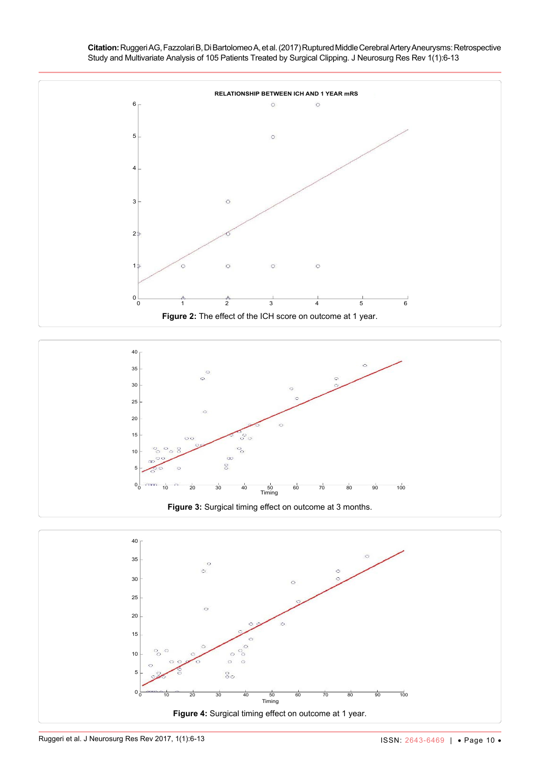Figure 2: The effect of the ICH score on outcome at 1 year.

Figure 3: Surgical timing effect on outcome at 3 months.

Figure 4: Surgical timing effect on outcome at 1 year.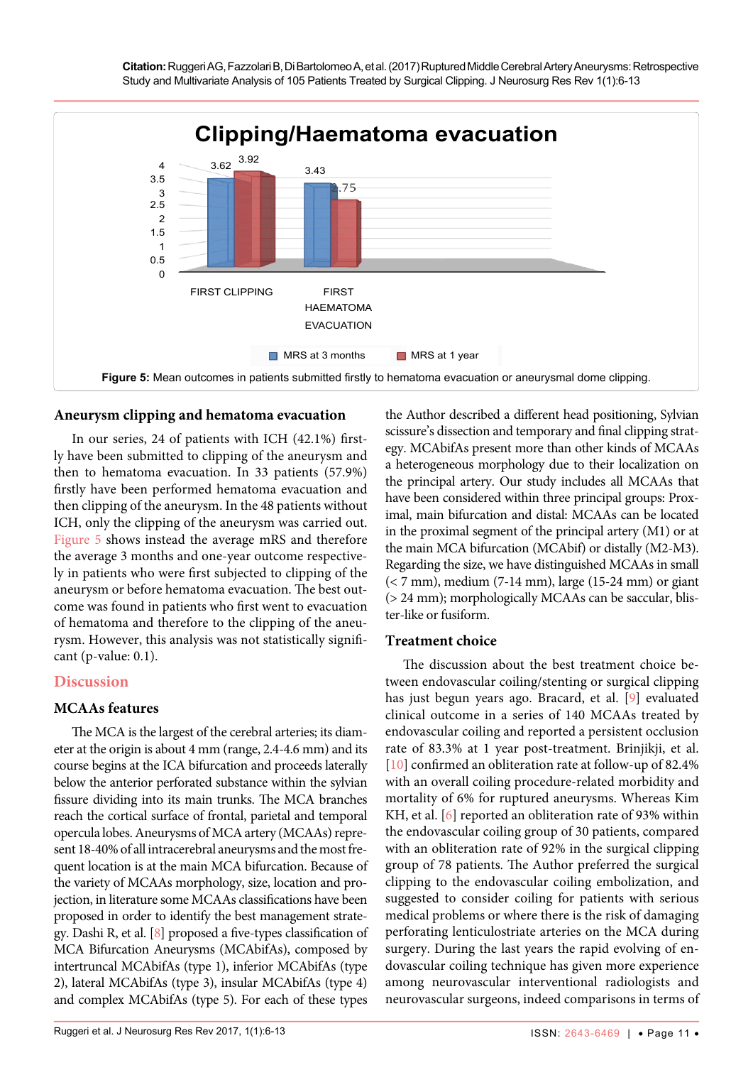Figure 5: Mean outcomes in patients submitted firstly to hematoma evacuation or aneurysmal dome clipping.

### Aneurysm clipping and hematoma evacuation

In our series, 24 of patients with ICH (42.1%) firstly have been submitted to clipping of the aneurysm and then to hematoma evacuation. In 33 patients (57.9%) firstly have been performed hematoma evacuation and then clipping of the aneurysm. In the 48 patients without ICH, only the clipping of the aneurysm was carried out. Figure 5 shows instead the average mRS and therefore the average 3 months and one-year outcome respectively in patients who were first subjected to clipping of the aneurysm or before hematoma evacuation. The best outcome was found in patients who first went to evacuation of hematoma and therefore to the clipping of the aneurysm. However, this analysis was not statistically significant (p-value: 0.1).

## Discussion

### MCAAs features

The MCA is the largest of the cerebral arteries; its diameter at the origin is about 4 mm (range, 2.4-4.6 mm) and its course begins at the ICA bifurcation and proceeds laterally below the anterior perforated substance within the sylvian fissure dividing into its main trunks. The MCA branches reach the cortical surface of frontal, parietal and temporal opercula lobes. Aneurysms of MCA artery (MCAAs) represent 18-40% of all intracerebral aneurysms and the most frequent location is at the main MCA bifurcation. Because of the variety of MCAAs morphology, size, location and projection, in literature some MCAAs classifications have been proposed in order to identify the best management strategy. Dashi R, et al. [8] proposed a five-types classification of MCA Bifurcation Aneurysms (MCAbifAs), composed by intertruncal MCAbifAs (type 1), inferior MCAbifAs (type 2), lateral MCAbifAs (type 3), insular MCAbifAs (type 4) and complex MCAbifAs (type 5). For each of these types the Author described a different head positioning, Sylvian scissure's dissection and temporary and final clipping strategy. MCAbifAs present more than other kinds of MCAAs a heterogeneous morphology due to their localization on the principal artery. Our study includes all MCAAs that have been considered within three principal groups: Proximal, main bifurcation and distal: MCAAs can be located in the proximal segment of the principal artery (M1) or at the main MCA bifurcation (MCAbif) or distally (M2-M3). Regarding the size, we have distinguished MCAAs in small (< 7 mm), medium (7-14 mm), large (15-24 mm) or giant (> 24 mm); morphologically MCAAs can be saccular, blister-like or fusiform.

### Treatment choice

The discussion about the best treatment choice between endovascular coiling/stenting or surgical clipping has just begun years ago. Bracard, et al. [9] evaluated clinical outcome in a series of 140 MCAAs treated by endovascular coiling and reported a persistent occlusion rate of 83.3% at 1 year post-treatment. Brinjikji, et al. [10] confirmed an obliteration rate at follow-up of 82.4% with an overall coiling procedure-related morbidity and mortality of 6% for ruptured aneurysms. Whereas Kim KH, et al. [6] reported an obliteration rate of 93% within the endovascular coiling group of 30 patients, compared with an obliteration rate of 92% in the surgical clipping group of 78 patients. The Author preferred the surgical clipping to the endovascular coiling embolization, and suggested to consider coiling for patients with serious medical problems or where there is the risk of damaging perforating lenticulostriate arteries on the MCA during surgery. During the last years the rapid evolving of endovascular coiling technique has given more experience among neurovascular interventional radiologists and neurovascular surgeons, indeed comparisons in terms of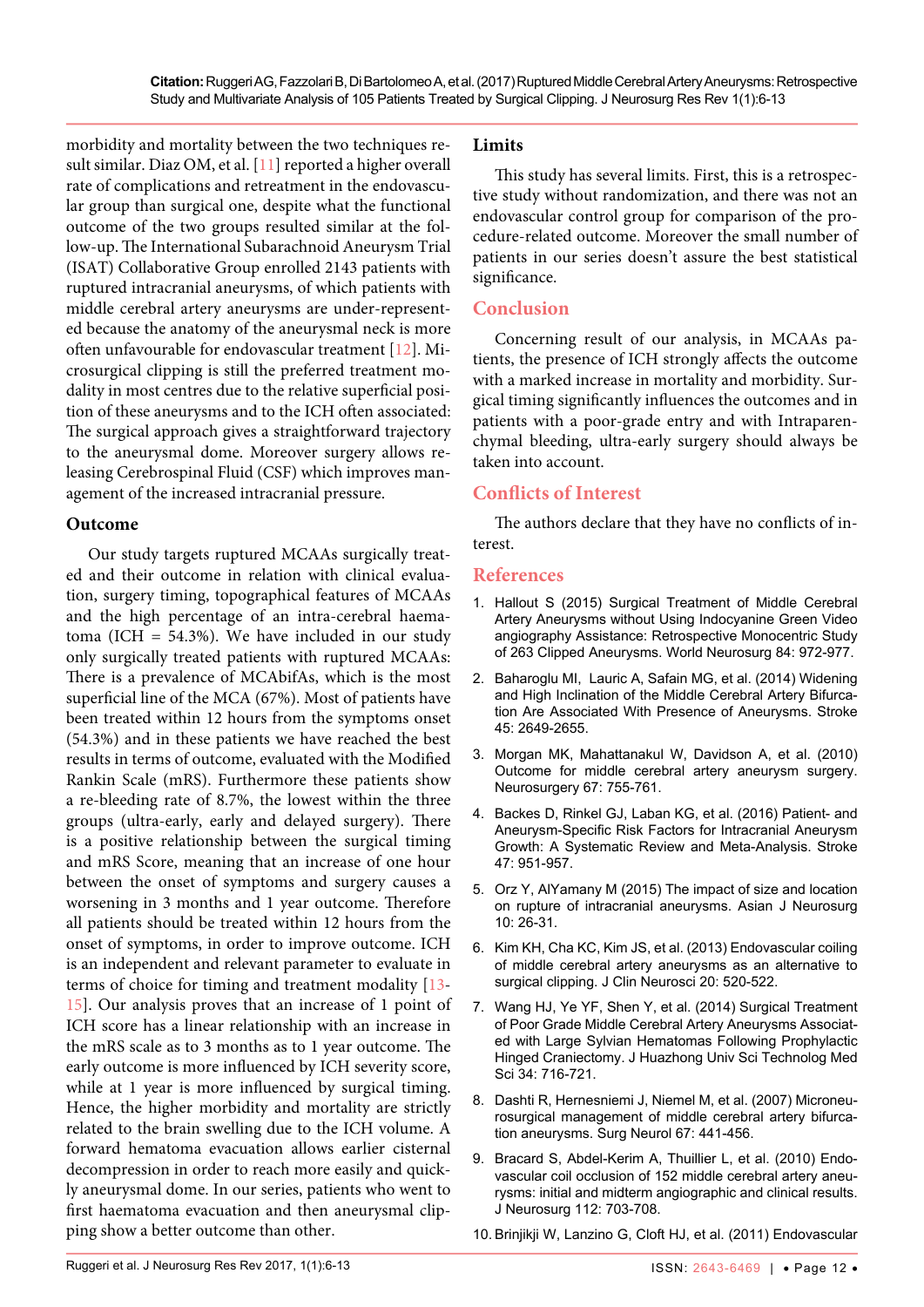morbidity and mortality between the two techniques result similar. Diaz OM, et al. [11] reported a higher overall rate of complications and retreatment in the endovascular group than surgical one, despite what the functional outcome of the two groups resulted similar at the follow-up. The International Subarachnoid Aneurysm Trial (ISAT) Collaborative Group enrolled 2143 patients with ruptured intracranial aneurysms, of which patients with middle cerebral artery aneurysms are under-represented because the anatomy of the aneurysmal neck is more often unfavourable for endovascular treatment [12]. Microsurgical clipping is still the preferred treatment modality in most centres due to the relative superficial position of these aneurysms and to the ICH often associated: The surgical approach gives a straightforward trajectory to the aneurysmal dome. Moreover surgery allows releasing Cerebrospinal Fluid (CSF) which improves management of the increased intracranial pressure.

### Outcome

Our study targets ruptured MCAAs surgically treated and their outcome in relation with clinical evaluation, surgery timing, topographical features of MCAAs and the high percentage of an intra-cerebral haematoma (ICH = 54.3%). We have included in our study only surgically treated patients with ruptured MCAAs: There is a prevalence of MCAbifAs, which is the most superficial line of the MCA (67%). Most of patients have been treated within 12 hours from the symptoms onset (54.3%) and in these patients we have reached the best results in terms of outcome, evaluated with the Modified Rankin Scale (mRS). Furthermore these patients show a re-bleeding rate of 8.7%, the lowest within the three groups (ultra-early, early and delayed surgery). There is a positive relationship between the surgical timing and mRS Score, meaning that an increase of one hour between the onset of symptoms and surgery causes a worsening in 3 months and 1 year outcome. Therefore all patients should be treated within 12 hours from the onset of symptoms, in order to improve outcome. ICH is an independent and relevant parameter to evaluate in terms of choice for timing and treatment modality [13-15]. Our analysis proves that an increase of 1 point of ICH score has a linear relationship with an increase in the mRS scale as to 3 months as to 1 year outcome. The early outcome is more influenced by ICH severity score, while at 1 year is more influenced by surgical timing. Hence, the higher morbidity and mortality are strictly related to the brain swelling due to the ICH volume. A forward hematoma evacuation allows earlier cisternal decompression in order to reach more easily and quickly aneurysmal dome. In our series, patients who went to first haematoma evacuation and then aneurysmal clipping show a better outcome than other.

### Limits

This study has several limits. First, this is a retrospective study without randomization, and there was not an endovascular control group for comparison of the procedure-related outcome. Moreover the small number of patients in our series doesn't assure the best statistical significance.

## Conclusion

Concerning result of our analysis, in MCAAs patients, the presence of ICH strongly affects the outcome with a marked increase in mortality and morbidity. Surgical timing significantly influences the outcomes and in patients with a poor-grade entry and with Intraparenchymal bleeding, ultra-early surgery should always be taken into account.

## Conflicts of Interest

The authors declare that they have no conflicts of interest.

## References

1. Hallout S (2015) Surgical Treatment of Middle Cerebral Artery Aneurysms without Using Indocyanine Green Video angiography Assistance: Retrospective Monocentric Study of 263 Clipped Aneurysms. World Neurosurg 84: 972-977.
2. Baharoglu MI, Lauric A, Safain MG, et al. (2014) Widening and High Inclination of the Middle Cerebral Artery Bifurcation Are Associated With Presence of Aneurysms. Stroke 45: 2649-2655.
3. Morgan MK, Mahattanakul W, Davidson A, et al. (2010) Outcome for middle cerebral artery aneurysm surgery. Neurosurgery 67: 755-761.
4. Backes D, Rinkel GJ, Laban KG, et al. (2016) Patient- and Aneurysm-Specific Risk Factors for Intracranial Aneurysm Growth: A Systematic Review and Meta-Analysis. Stroke 47: 951-957.
5. Orz Y, AlYamany M (2015) The impact of size and location on rupture of intracranial aneurysms. Asian J Neurosurg 10: 26-31.
6. Kim KH, Cha KC, Kim JS, et al. (2013) Endovascular coiling of middle cerebral artery aneurysms as an alternative to surgical clipping. J Clin Neurosci 20: 520-522.
7. Wang HJ, Ye YF, Shen Y, et al. (2014) Surgical Treatment of Poor Grade Middle Cerebral Artery Aneurysms Associated with Large Sylvian Hematomas Following Prophylactic Hinged Craniectomy. J Huazhong Univ Sci Technolog Med Sci 34: 716-721.
8. Dashti R, Hernesniemi J, Niemel M, et al. (2007) Microneurosurgical management of middle cerebral artery bifurcation aneurysms. Surg Neurol 67: 441-456.
9. Bracard S, Abdel-Kerim A, Thuillier L, et al. (2010) Endovascular coil occlusion of 152 middle cerebral artery aneurysms: initial and midterm angiographic and clinical results. J Neurosurg 112: 703-708.
10. Brinjikji W, Lanzino G, Cloft HJ, et al. (2011) Endovascular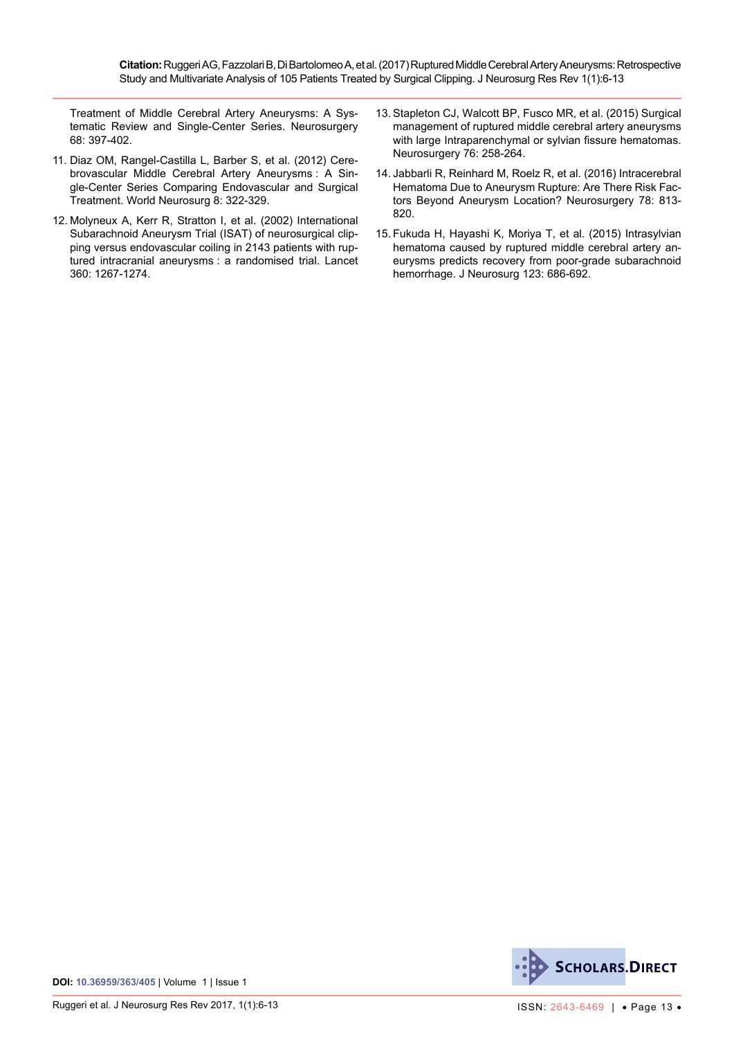Treatment of Middle Cerebral Artery Aneurysms: A Systematic Review and Single-Center Series. Neurosurgery 68: 397-402.

11. Diaz OM, Rangel-Castilla L, Barber S, et al. (2012) Cerebrovascular Middle Cerebral Artery Aneurysms : A Single-Center Series Comparing Endovascular and Surgical Treatment. World Neurosurg 8: 322-329.

12. Molyneux A, Kerr R, Stratton I, et al. (2002) International Subarachnoid Aneurysm Trial (ISAT) of neurosurgical clipping versus endovascular coiling in 2143 patients with ruptured intracranial aneurysms : a randomised trial. Lancet 360: 1267-1274.

13. Stapleton CJ, Walcott BP, Fusco MR, et al. (2015) Surgical management of ruptured middle cerebral artery aneurysms with large Intraparenchymal or sylvian fissure hematomas. Neurosurgery 76: 258-264.

14. Jabbarli R, Reinhard M, Roelz R, et al. (2016) Intracerebral Hematoma Due to Aneurysm Rupture: Are There Risk Factors Beyond Aneurysm Location? Neurosurgery 78: 813-820.

15. Fukuda H, Hayashi K, Moriya T, et al. (2015) Intrasylvian hematoma caused by ruptured middle cerebral artery aneurysms predicts recovery from poor-grade subarachnoid hemorrhage. J Neurosurg 123: 686-692.